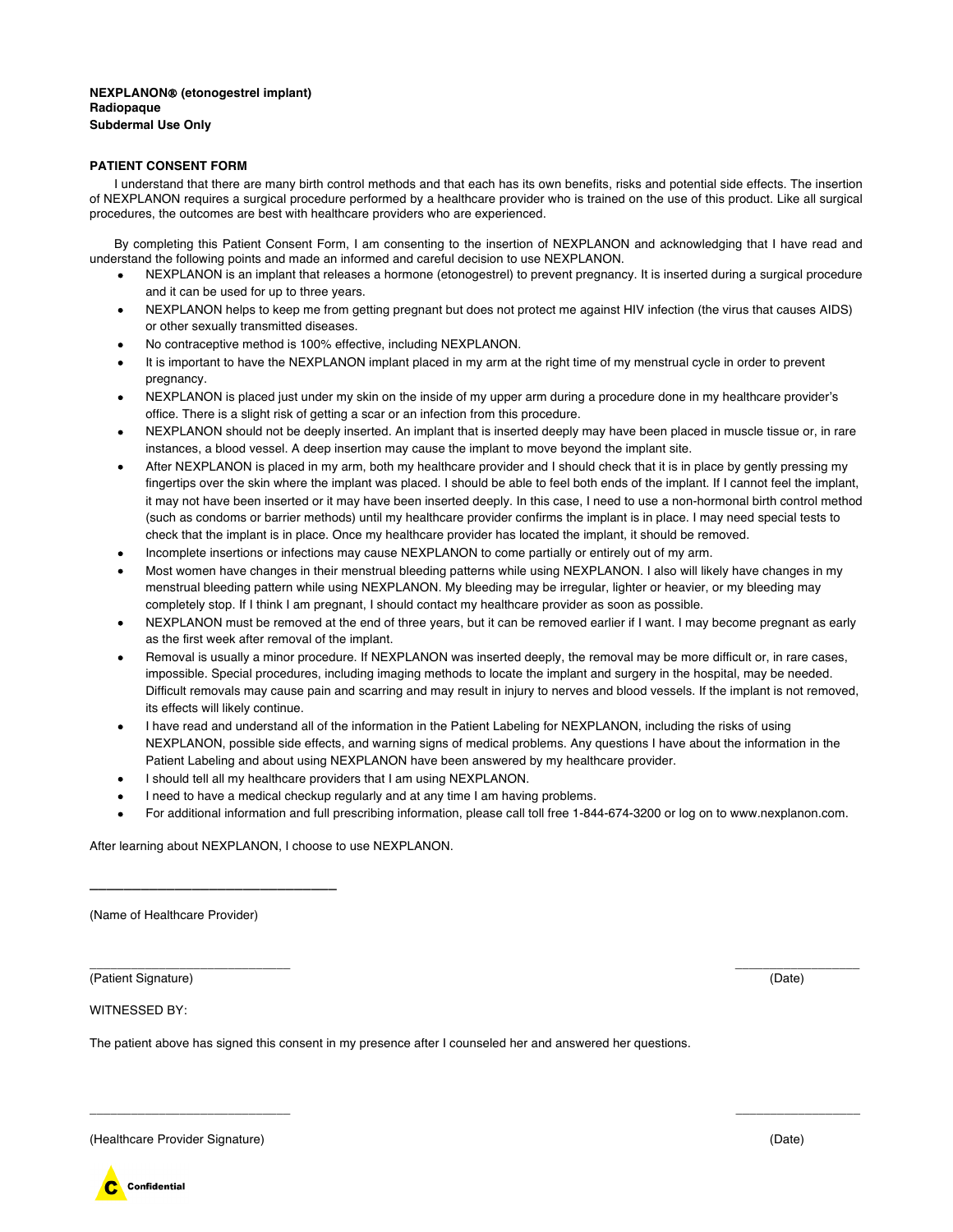**NEXPLANON® (etonogestrel implant)**
**Radiopaque**
**Subdermal Use Only**

## PATIENT CONSENT FORM

I understand that there are many birth control methods and that each has its own benefits, risks and potential side effects. The insertion of NEXPLANON requires a surgical procedure performed by a healthcare provider who is trained on the use of this product. Like all surgical procedures, the outcomes are best with healthcare providers who are experienced.

By completing this Patient Consent Form, I am consenting to the insertion of NEXPLANON and acknowledging that I have read and understand the following points and made an informed and careful decision to use NEXPLANON.

- NEXPLANON is an implant that releases a hormone (etonogestrel) to prevent pregnancy. It is inserted during a surgical procedure and it can be used for up to three years.
- NEXPLANON helps to keep me from getting pregnant but does not protect me against HIV infection (the virus that causes AIDS) or other sexually transmitted diseases.
- No contraceptive method is 100% effective, including NEXPLANON.
- It is important to have the NEXPLANON implant placed in my arm at the right time of my menstrual cycle in order to prevent pregnancy.
- NEXPLANON is placed just under my skin on the inside of my upper arm during a procedure done in my healthcare provider's office. There is a slight risk of getting a scar or an infection from this procedure.
- NEXPLANON should not be deeply inserted. An implant that is inserted deeply may have been placed in muscle tissue or, in rare instances, a blood vessel. A deep insertion may cause the implant to move beyond the implant site.
- After NEXPLANON is placed in my arm, both my healthcare provider and I should check that it is in place by gently pressing my fingertips over the skin where the implant was placed. I should be able to feel both ends of the implant. If I cannot feel the implant, it may not have been inserted or it may have been inserted deeply. In this case, I need to use a non-hormonal birth control method (such as condoms or barrier methods) until my healthcare provider confirms the implant is in place. I may need special tests to check that the implant is in place. Once my healthcare provider has located the implant, it should be removed.
- Incomplete insertions or infections may cause NEXPLANON to come partially or entirely out of my arm.
- Most women have changes in their menstrual bleeding patterns while using NEXPLANON. I also will likely have changes in my menstrual bleeding pattern while using NEXPLANON. My bleeding may be irregular, lighter or heavier, or my bleeding may completely stop. If I think I am pregnant, I should contact my healthcare provider as soon as possible.
- NEXPLANON must be removed at the end of three years, but it can be removed earlier if I want. I may become pregnant as early as the first week after removal of the implant.
- Removal is usually a minor procedure. If NEXPLANON was inserted deeply, the removal may be more difficult or, in rare cases, impossible. Special procedures, including imaging methods to locate the implant and surgery in the hospital, may be needed. Difficult removals may cause pain and scarring and may result in injury to nerves and blood vessels. If the implant is not removed, its effects will likely continue.
- I have read and understand all of the information in the Patient Labeling for NEXPLANON, including the risks of using NEXPLANON, possible side effects, and warning signs of medical problems. Any questions I have about the information in the Patient Labeling and about using NEXPLANON have been answered by my healthcare provider.
- I should tell all my healthcare providers that I am using NEXPLANON.
- I need to have a medical checkup regularly and at any time I am having problems.
- For additional information and full prescribing information, please call toll free 1-844-674-3200 or log on to www.nexplanon.com.

After learning about NEXPLANON, I choose to use NEXPLANON.

\_\_\_\_\_\_\_\_\_\_\_\_\_\_\_\_\_\_\_\_\_\_\_\_\_\_\_\_\_\_\_\_\_\_

(Name of Healthcare Provider)

\_\_\_\_\_\_\_\_\_\_\_\_\_\_\_\_\_\_\_\_\_\_\_\_\_\_\_\_ \_\_\_\_\_\_\_\_\_\_\_\_\_\_\_\_\_\_

(Patient Signature) (Date)

WITNESSED BY:

The patient above has signed this consent in my presence after I counseled her and answered her questions.

\_\_\_\_\_\_\_\_\_\_\_\_\_\_\_\_\_\_\_\_\_\_\_\_\_\_\_\_ \_\_\_\_\_\_\_\_\_\_\_\_\_\_\_\_\_\_

(Healthcare Provider Signature) (Date)

Confidential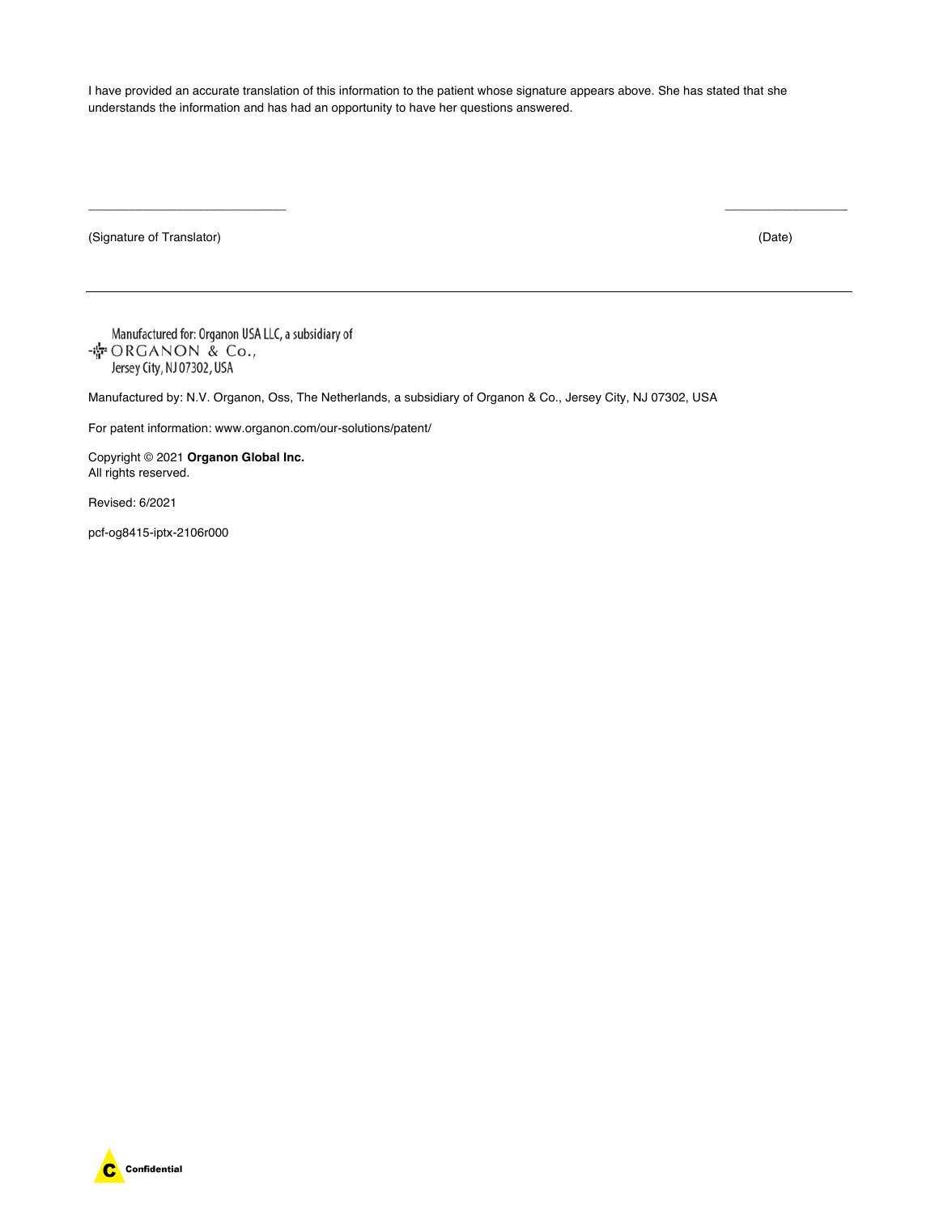I have provided an accurate translation of this information to the patient whose signature appears above. She has stated that she understands the information and has had an opportunity to have her questions answered.

\_\_\_\_\_\_\_\_\_\_\_\_\_\_\_\_\_\_\_\_\_\_\_\_\_\_\_\_\_\_ \_\_\_\_\_\_\_\_\_\_\_\_\_\_\_\_\_\_\_\_

(Signature of Translator) (Date)

---

Manufactured for: Organon USA LLC, a subsidiary of
ORGANON & Co.,
Jersey City, NJ 07302, USA

Manufactured by: N.V. Organon, Oss, The Netherlands, a subsidiary of Organon & Co., Jersey City, NJ 07302, USA

For patent information: www.organon.com/our-solutions/patent/

Copyright © 2021 **Organon Global Inc.**
All rights reserved.

Revised: 6/2021

pcf-og8415-iptx-2106r000

Confidential